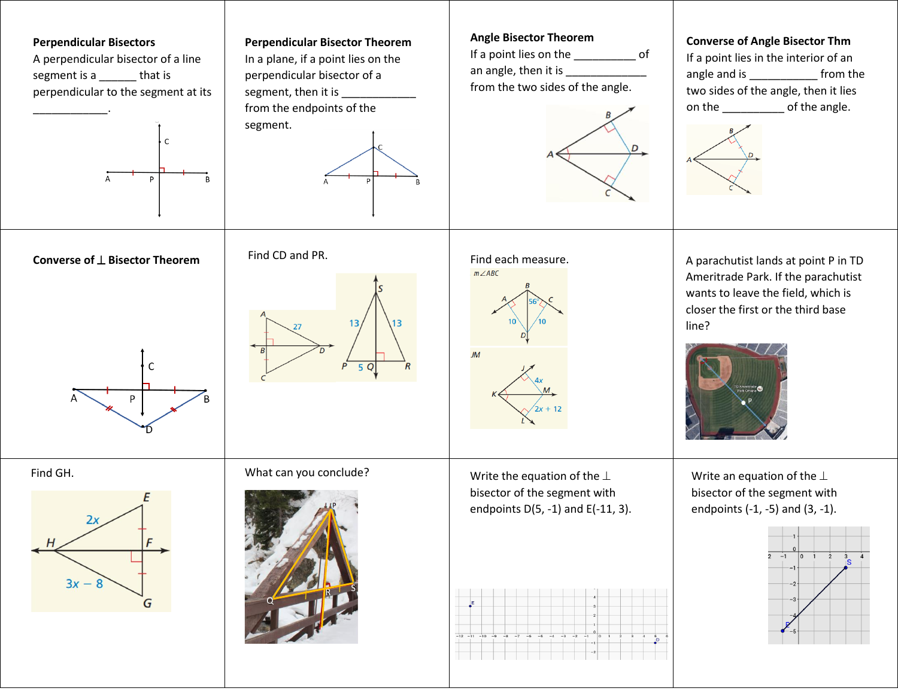**Perpendicular Bisectors**

A perpendicular bisector of a line segment is a ______ that is perpendicular to the segment at its ____________.

**Perpendicular Bisector Theorem**

In a plane, if a point lies on the perpendicular bisector of a segment, then it is ____________ from the endpoints of the segment.

**Angle Bisector Theorem**

If a point lies on the __________ of an angle, then it is _____________ from the two sides of the angle.

**Converse of Angle Bisector Thm**

If a point lies in the interior of an angle and is ___________ from the two sides of the angle, then it lies on the __________ of the angle.

**Converse of ⊥ Bisector Theorem**

Find CD and PR.

Find each measure.

$m\angle ABC$

$JM$

A parachutist lands at point P in TD Ameritrade Park. If the parachutist wants to leave the field, which is closer the first or the third base line?

Find GH.

What can you conclude?

Write the equation of the ⊥ bisector of the segment with endpoints D(5, -1) and E(-11, 3).

Write an equation of the ⊥ bisector of the segment with endpoints (-1, -5) and (3, -1).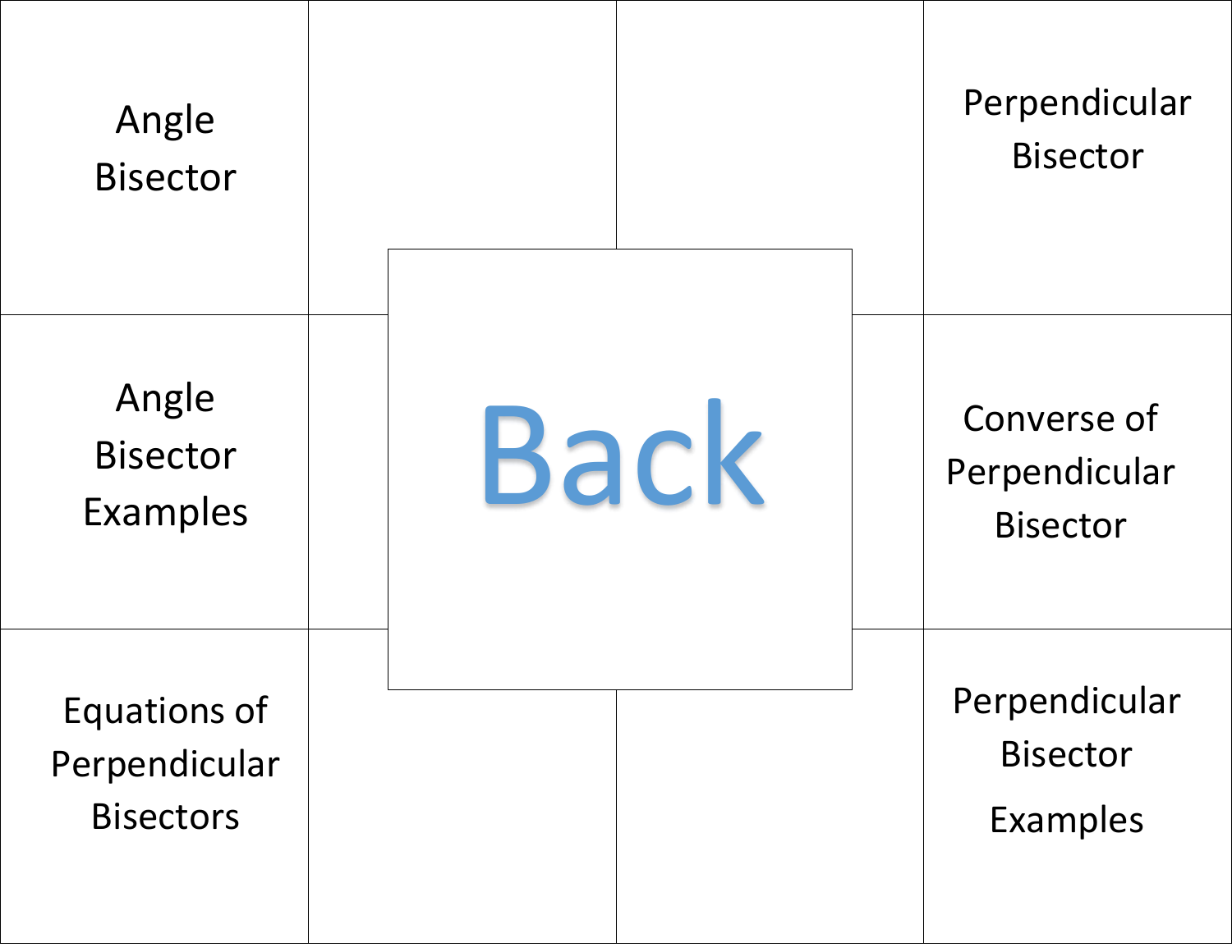Angle Bisector

Perpendicular Bisector

Angle Bisector Examples

Back

Converse of Perpendicular Bisector

Equations of Perpendicular Bisectors

Perpendicular Bisector Examples